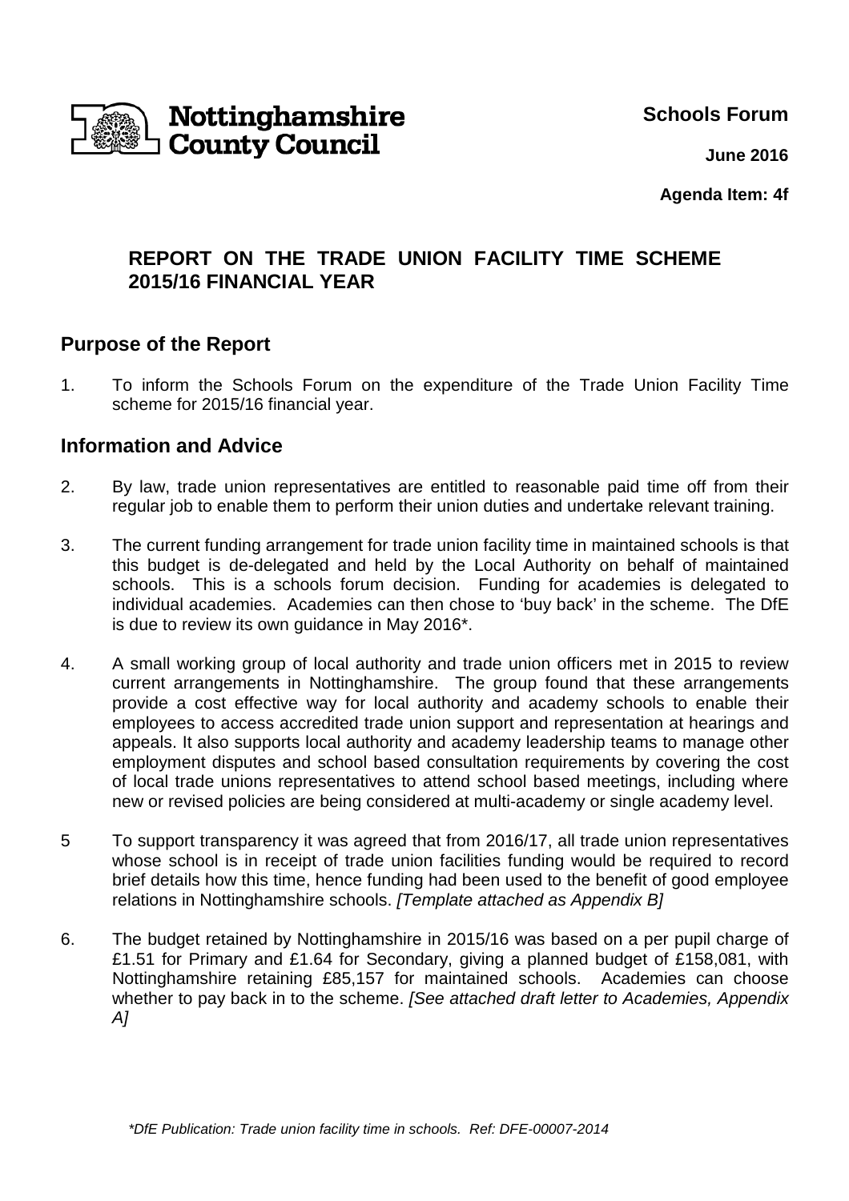**Nottinghamshire County Council**

**Schools Forum**

**June 2016**

**Agenda Item: 4f**

# REPORT ON THE TRADE UNION FACILITY TIME SCHEME 2015/16 FINANCIAL YEAR

## Purpose of the Report

1. To inform the Schools Forum on the expenditure of the Trade Union Facility Time scheme for 2015/16 financial year.

## Information and Advice

2. By law, trade union representatives are entitled to reasonable paid time off from their regular job to enable them to perform their union duties and undertake relevant training.

3. The current funding arrangement for trade union facility time in maintained schools is that this budget is de-delegated and held by the Local Authority on behalf of maintained schools. This is a schools forum decision. Funding for academies is delegated to individual academies. Academies can then chose to 'buy back' in the scheme. The DfE is due to review its own guidance in May 2016*.

4. A small working group of local authority and trade union officers met in 2015 to review current arrangements in Nottinghamshire. The group found that these arrangements provide a cost effective way for local authority and academy schools to enable their employees to access accredited trade union support and representation at hearings and appeals. It also supports local authority and academy leadership teams to manage other employment disputes and school based consultation requirements by covering the cost of local trade unions representatives to attend school based meetings, including where new or revised policies are being considered at multi-academy or single academy level.

5 To support transparency it was agreed that from 2016/17, all trade union representatives whose school is in receipt of trade union facilities funding would be required to record brief details how this time, hence funding had been used to the benefit of good employee relations in Nottinghamshire schools. *[Template attached as Appendix B]*

6. The budget retained by Nottinghamshire in 2015/16 was based on a per pupil charge of £1.51 for Primary and £1.64 for Secondary, giving a planned budget of £158,081, with Nottinghamshire retaining £85,157 for maintained schools. Academies can choose whether to pay back in to the scheme. *[See attached draft letter to Academies, Appendix A]*

*\*DfE Publication: Trade union facility time in schools. Ref: DFE-00007-2014*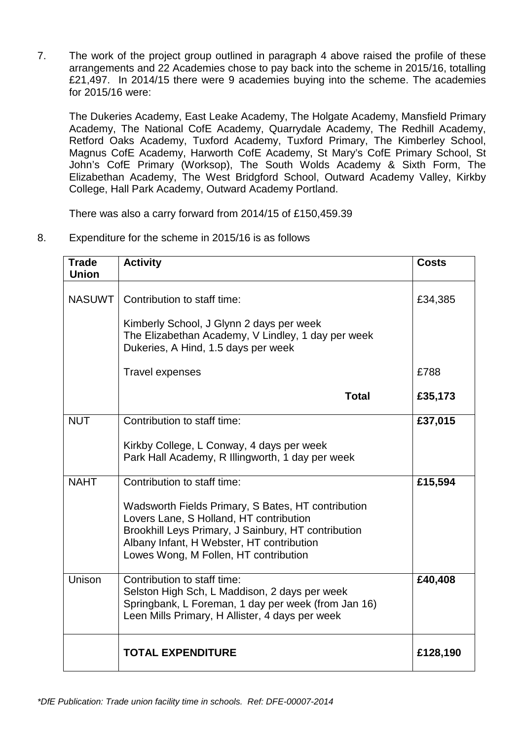7. The work of the project group outlined in paragraph 4 above raised the profile of these arrangements and 22 Academies chose to pay back into the scheme in 2015/16, totalling £21,497. In 2014/15 there were 9 academies buying into the scheme. The academies for 2015/16 were:

   The Dukeries Academy, East Leake Academy, The Holgate Academy, Mansfield Primary Academy, The National CofE Academy, Quarrydale Academy, The Redhill Academy, Retford Oaks Academy, Tuxford Academy, Tuxford Primary, The Kimberley School, Magnus CofE Academy, Harworth CofE Academy, St Mary's CofE Primary School, St John's CofE Primary (Worksop), The South Wolds Academy & Sixth Form, The Elizabethan Academy, The West Bridgford School, Outward Academy Valley, Kirkby College, Hall Park Academy, Outward Academy Portland.

   There was also a carry forward from 2014/15 of £150,459.39

8. Expenditure for the scheme in 2015/16 is as follows

| Trade Union | Activity | Costs |
|---|---|---|
| NASUWT | Contribution to staff time:<br><br>Kimberly School, J Glynn 2 days per week<br>The Elizabethan Academy, V Lindley, 1 day per week<br>Dukeries, A Hind, 1.5 days per week | £34,385 |
| | Travel expenses | £788 |
| | **Total** | **£35,173** |
| NUT | Contribution to staff time:<br><br>Kirkby College, L Conway, 4 days per week<br>Park Hall Academy, R Illingworth, 1 day per week | **£37,015** |
| NAHT | Contribution to staff time:<br><br>Wadsworth Fields Primary, S Bates, HT contribution<br>Lovers Lane, S Holland, HT contribution<br>Brookhill Leys Primary, J Sainbury, HT contribution<br>Albany Infant, H Webster, HT contribution<br>Lowes Wong, M Follen, HT contribution | **£15,594** |
| Unison | Contribution to staff time:<br>Selston High Sch, L Maddison, 2 days per week<br>Springbank, L Foreman, 1 day per week (from Jan 16)<br>Leen Mills Primary, H Allister, 4 days per week | **£40,408** |
| | **TOTAL EXPENDITURE** | **£128,190** |

*\*DfE Publication: Trade union facility time in schools. Ref: DFE-00007-2014*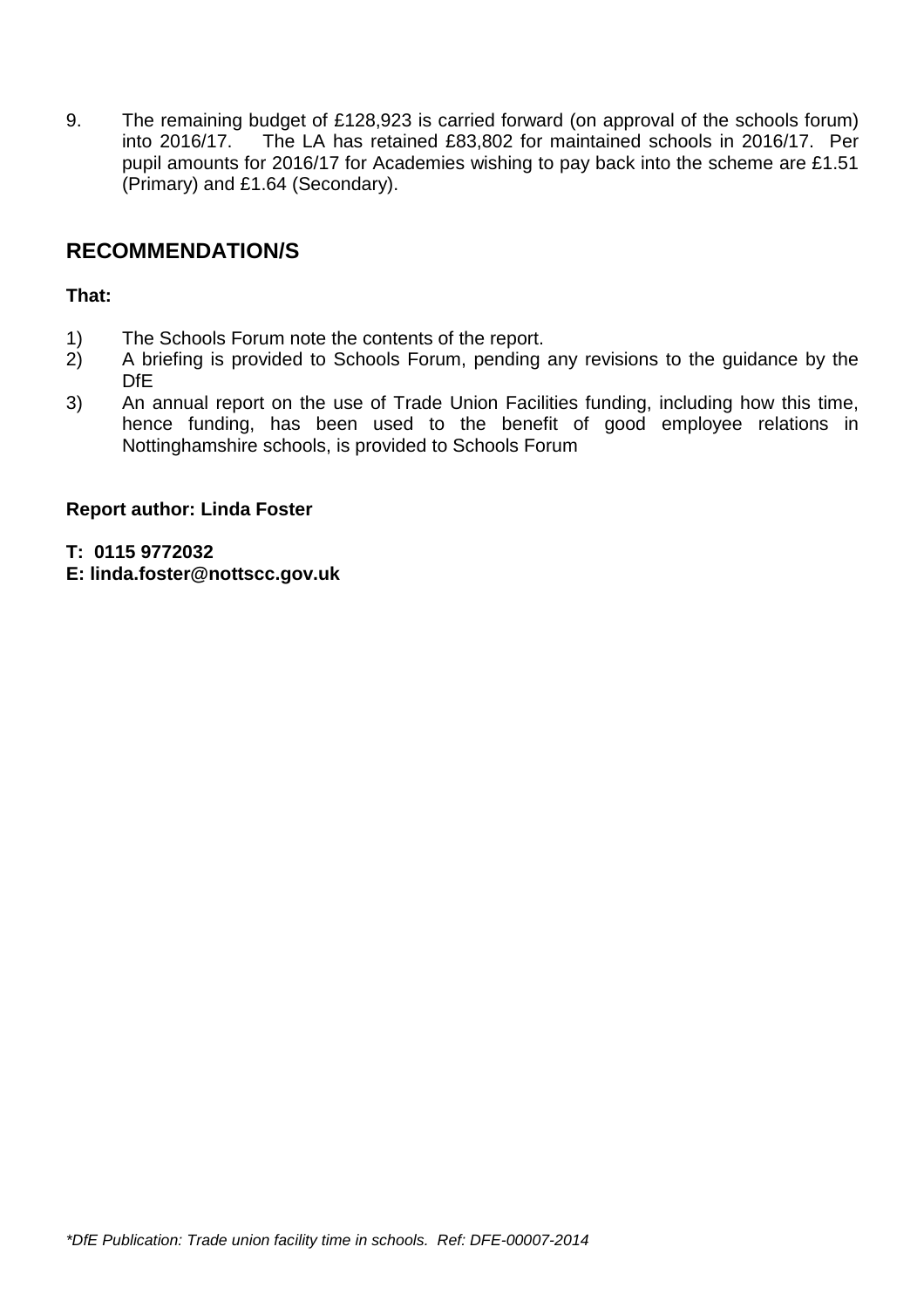9. The remaining budget of £128,923 is carried forward (on approval of the schools forum) into 2016/17. The LA has retained £83,802 for maintained schools in 2016/17. Per pupil amounts for 2016/17 for Academies wishing to pay back into the scheme are £1.51 (Primary) and £1.64 (Secondary).

## RECOMMENDATION/S

**That:**

1) The Schools Forum note the contents of the report.
2) A briefing is provided to Schools Forum, pending any revisions to the guidance by the DfE
3) An annual report on the use of Trade Union Facilities funding, including how this time, hence funding, has been used to the benefit of good employee relations in Nottinghamshire schools, is provided to Schools Forum

**Report author: Linda Foster**

**T: 0115 9772032**
**E: linda.foster@nottscc.gov.uk**

*\*DfE Publication: Trade union facility time in schools. Ref: DFE-00007-2014*